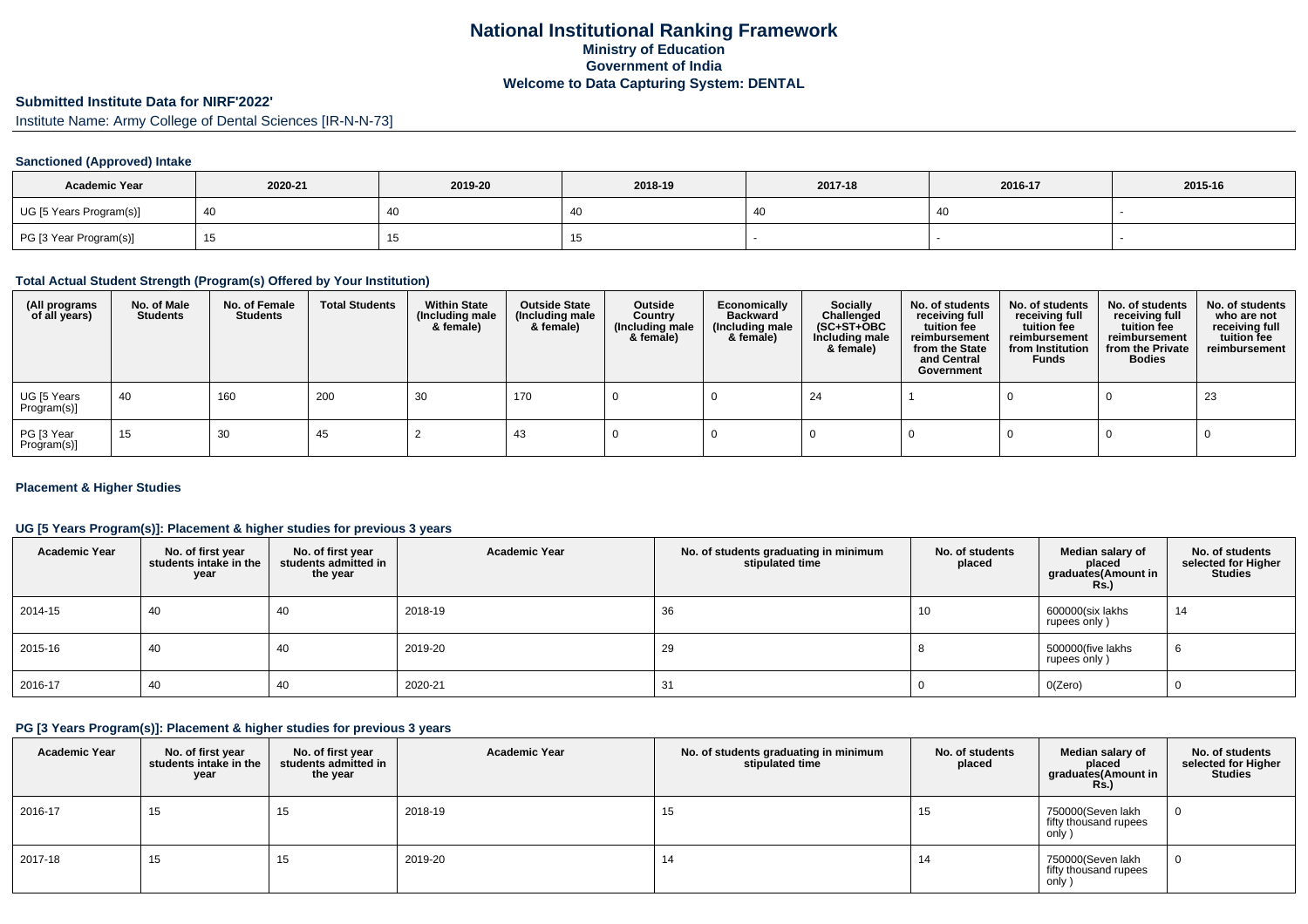# National Institutional Ranking Framework
## Ministry of Education
## Government of India
## Welcome to Data Capturing System: DENTAL

**Submitted Institute Data for NIRF'2022'**

Institute Name: Army College of Dental Sciences [IR-N-N-73]

### Sanctioned (Approved) Intake

| Academic Year | 2020-21 | 2019-20 | 2018-19 | 2017-18 | 2016-17 | 2015-16 |
|---|---|---|---|---|---|---|
| UG [5 Years Program(s)] | 40 | 40 | 40 | 40 | 40 | - |
| PG [3 Year Program(s)] | 15 | 15 | 15 | - | - | - |

### Total Actual Student Strength (Program(s) Offered by Your Institution)

| (All programs of all years) | No. of Male Students | No. of Female Students | Total Students | Within State (Including male & female) | Outside State (Including male & female) | Outside Country (Including male & female) | Economically Backward (Including male & female) | Socially Challenged (SC+ST+OBC Including male & female) | No. of students receiving full tuition fee reimbursement from the State and Central Government | No. of students receiving full tuition fee reimbursement from Institution Funds | No. of students receiving full tuition fee reimbursement from the Private Bodies | No. of students who are not receiving full tuition fee reimbursement |
|---|---|---|---|---|---|---|---|---|---|---|---|---|
| UG [5 Years Program(s)] | 40 | 160 | 200 | 30 | 170 | 0 | 0 | 24 | 1 | 0 | 0 | 23 |
| PG [3 Year Program(s)] | 15 | 30 | 45 | 2 | 43 | 0 | 0 | 0 | 0 | 0 | 0 | 0 |

### Placement & Higher Studies

### UG [5 Years Program(s)]: Placement & higher studies for previous 3 years

| Academic Year | No. of first year students intake in the year | No. of first year students admitted in the year | Academic Year | No. of students graduating in minimum stipulated time | No. of students placed | Median salary of placed graduates(Amount in Rs.) | No. of students selected for Higher Studies |
|---|---|---|---|---|---|---|---|
| 2014-15 | 40 | 40 | 2018-19 | 36 | 10 | 600000(six lakhs rupees only ) | 14 |
| 2015-16 | 40 | 40 | 2019-20 | 29 | 8 | 500000(five lakhs rupees only ) | 6 |
| 2016-17 | 40 | 40 | 2020-21 | 31 | 0 | 0(Zero) | 0 |

### PG [3 Years Program(s)]: Placement & higher studies for previous 3 years

| Academic Year | No. of first year students intake in the year | No. of first year students admitted in the year | Academic Year | No. of students graduating in minimum stipulated time | No. of students placed | Median salary of placed graduates(Amount in Rs.) | No. of students selected for Higher Studies |
|---|---|---|---|---|---|---|---|
| 2016-17 | 15 | 15 | 2018-19 | 15 | 15 | 750000(Seven lakh fifty thousand rupees only ) | 0 |
| 2017-18 | 15 | 15 | 2019-20 | 14 | 14 | 750000(Seven lakh fifty thousand rupees only ) | 0 |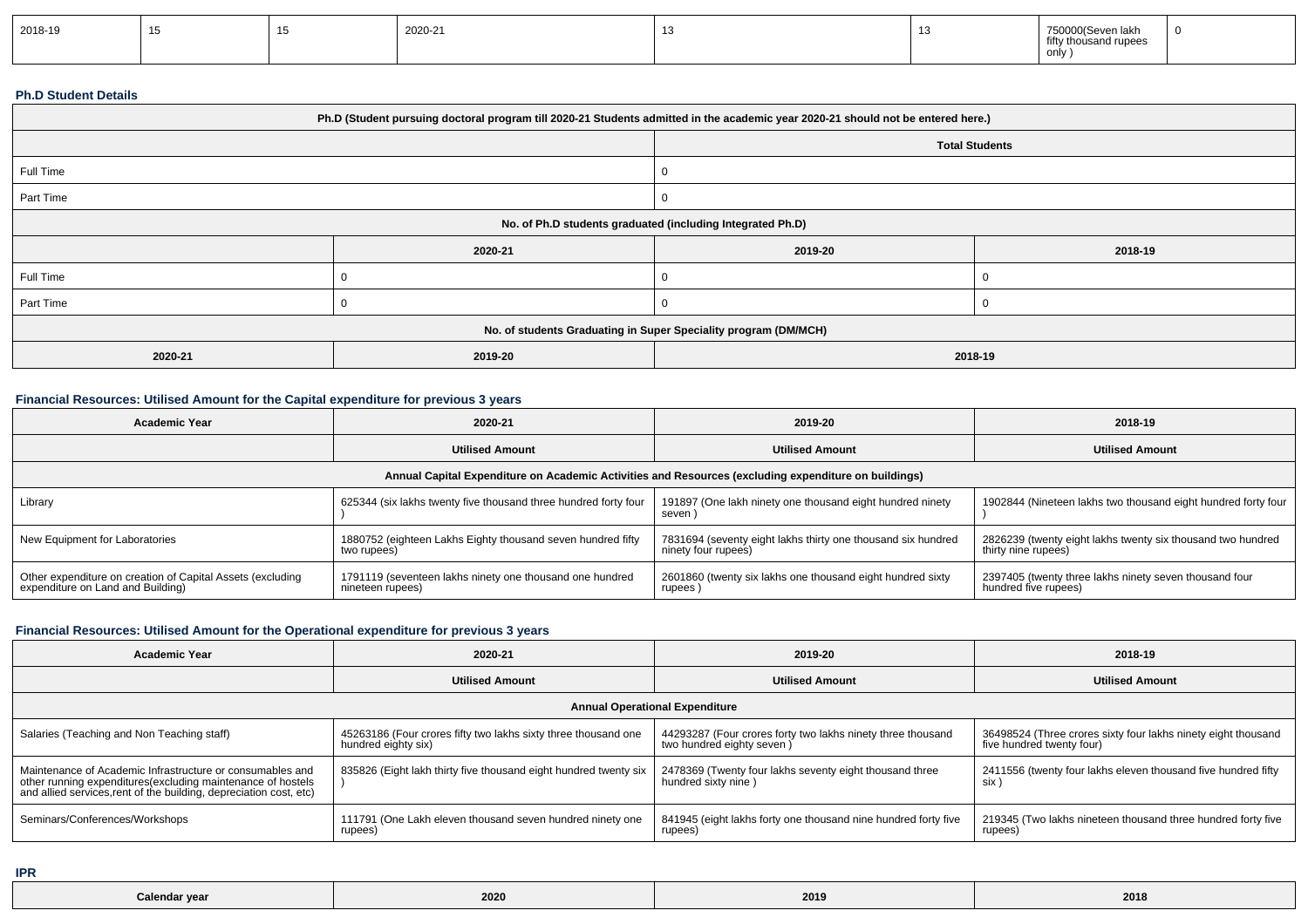| 2018-19 | 15 | 15 | 2020-21 | 13 | 13 | 750000(Seven lakh fifty thousand rupees only ) | 0 |
|---|---|---|---|---|---|---|---|

### Ph.D Student Details

| Ph.D (Student pursuing doctoral program till 2020-21 Students admitted in the academic year 2020-21 should not be entered here.) | | | |
|---|---|---|---|
| | | Total Students | |
| Full Time | | 0 | |
| Part Time | | 0 | |
| No. of Ph.D students graduated (including Integrated Ph.D) | | | |
| | 2020-21 | 2019-20 | 2018-19 |
| Full Time | 0 | 0 | 0 |
| Part Time | 0 | 0 | 0 |
| No. of students Graduating in Super Speciality program (DM/MCH) | | | |
| 2020-21 | 2019-20 | 2018-19 | |

### Financial Resources: Utilised Amount for the Capital expenditure for previous 3 years

| Academic Year | 2020-21 | 2019-20 | 2018-19 |
|---|---|---|---|
| | Utilised Amount | Utilised Amount | Utilised Amount |
| Annual Capital Expenditure on Academic Activities and Resources (excluding expenditure on buildings) | | | |
| Library | 625344 (six lakhs twenty five thousand three hundred forty four ) | 191897 (One lakh ninety one thousand eight hundred ninety seven ) | 1902844 (Nineteen lakhs two thousand eight hundred forty four ) |
| New Equipment for Laboratories | 1880752 (eighteen Lakhs Eighty thousand seven hundred fifty two rupees) | 7831694 (seventy eight lakhs thirty one thousand six hundred ninety four rupees) | 2826239 (twenty eight lakhs twenty six thousand two hundred thirty nine rupees) |
| Other expenditure on creation of Capital Assets (excluding expenditure on Land and Building) | 1791119 (seventeen lakhs ninety one thousand one hundred nineteen rupees) | 2601860 (twenty six lakhs one thousand eight hundred sixty rupees ) | 2397405 (twenty three lakhs ninety seven thousand four hundred five rupees) |

### Financial Resources: Utilised Amount for the Operational expenditure for previous 3 years

| Academic Year | 2020-21 | 2019-20 | 2018-19 |
|---|---|---|---|
| | Utilised Amount | Utilised Amount | Utilised Amount |
| Annual Operational Expenditure | | | |
| Salaries (Teaching and Non Teaching staff) | 45263186 (Four crores fifty two lakhs sixty three thousand one hundred eighty six) | 44293287 (Four crores forty two lakhs ninety three thousand two hundred eighty seven ) | 36498524 (Three crores sixty four lakhs ninety eight thousand five hundred twenty four) |
| Maintenance of Academic Infrastructure or consumables and other running expenditures(excluding maintenance of hostels and allied services,rent of the building, depreciation cost, etc) | 835826 (Eight lakh thirty five thousand eight hundred twenty six ) | 2478369 (Twenty four lakhs seventy eight thousand three hundred sixty nine ) | 2411556 (twenty four lakhs eleven thousand five hundred fifty six ) |
| Seminars/Conferences/Workshops | 111791 (One Lakh eleven thousand seven hundred ninety one rupees) | 841945 (eight lakhs forty one thousand nine hundred forty five rupees) | 219345 (Two lakhs nineteen thousand three hundred forty five rupees) |

### IPR

| Calendar year | 2020 | 2019 | 2018 |
|---|---|---|---|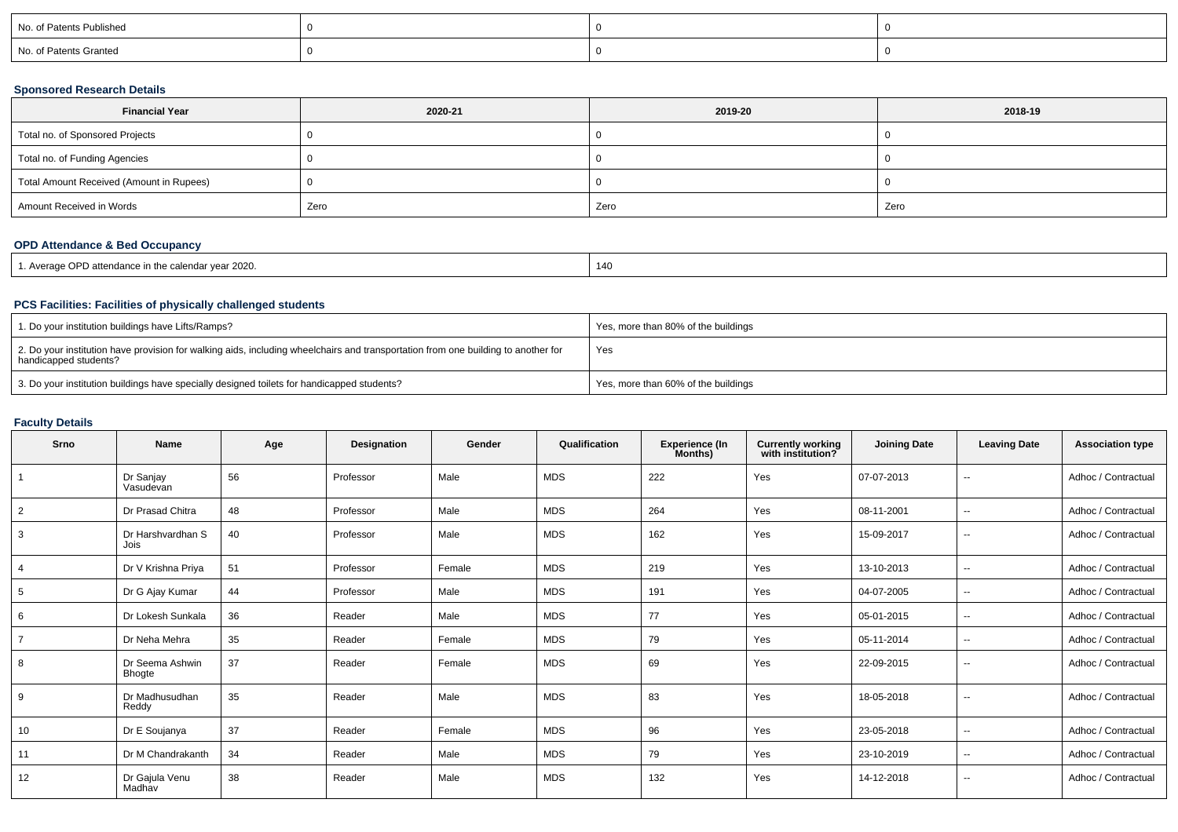| No. of Patents Published | 0 | 0 | 0 |
|---|---|---|---|
| No. of Patents Granted | 0 | 0 | 0 |

### Sponsored Research Details

| Financial Year | 2020-21 | 2019-20 | 2018-19 |
|---|---|---|---|
| Total no. of Sponsored Projects | 0 | 0 | 0 |
| Total no. of Funding Agencies | 0 | 0 | 0 |
| Total Amount Received (Amount in Rupees) | 0 | 0 | 0 |
| Amount Received in Words | Zero | Zero | Zero |

### OPD Attendance & Bed Occupancy

| 1. Average OPD attendance in the calendar year 2020. | 140 |
|---|---|

### PCS Facilities: Facilities of physically challenged students

| 1. Do your institution buildings have Lifts/Ramps? | Yes, more than 80% of the buildings |
|---|---|
| 2. Do your institution have provision for walking aids, including wheelchairs and transportation from one building to another for handicapped students? | Yes |
| 3. Do your institution buildings have specially designed toilets for handicapped students? | Yes, more than 60% of the buildings |

### Faculty Details

| Srno | Name | Age | Designation | Gender | Qualification | Experience (In Months) | Currently working with institution? | Joining Date | Leaving Date | Association type |
|---|---|---|---|---|---|---|---|---|---|---|
| 1 | Dr Sanjay Vasudevan | 56 | Professor | Male | MDS | 222 | Yes | 07-07-2013 | -- | Adhoc / Contractual |
| 2 | Dr Prasad Chitra | 48 | Professor | Male | MDS | 264 | Yes | 08-11-2001 | -- | Adhoc / Contractual |
| 3 | Dr Harshvardhan S Jois | 40 | Professor | Male | MDS | 162 | Yes | 15-09-2017 | -- | Adhoc / Contractual |
| 4 | Dr V Krishna Priya | 51 | Professor | Female | MDS | 219 | Yes | 13-10-2013 | -- | Adhoc / Contractual |
| 5 | Dr G Ajay Kumar | 44 | Professor | Male | MDS | 191 | Yes | 04-07-2005 | -- | Adhoc / Contractual |
| 6 | Dr Lokesh Sunkala | 36 | Reader | Male | MDS | 77 | Yes | 05-01-2015 | -- | Adhoc / Contractual |
| 7 | Dr Neha Mehra | 35 | Reader | Female | MDS | 79 | Yes | 05-11-2014 | -- | Adhoc / Contractual |
| 8 | Dr Seema Ashwin Bhogte | 37 | Reader | Female | MDS | 69 | Yes | 22-09-2015 | -- | Adhoc / Contractual |
| 9 | Dr Madhusudhan Reddy | 35 | Reader | Male | MDS | 83 | Yes | 18-05-2018 | -- | Adhoc / Contractual |
| 10 | Dr E Soujanya | 37 | Reader | Female | MDS | 96 | Yes | 23-05-2018 | -- | Adhoc / Contractual |
| 11 | Dr M Chandrakanth | 34 | Reader | Male | MDS | 79 | Yes | 23-10-2019 | -- | Adhoc / Contractual |
| 12 | Dr Gajula Venu Madhav | 38 | Reader | Male | MDS | 132 | Yes | 14-12-2018 | -- | Adhoc / Contractual |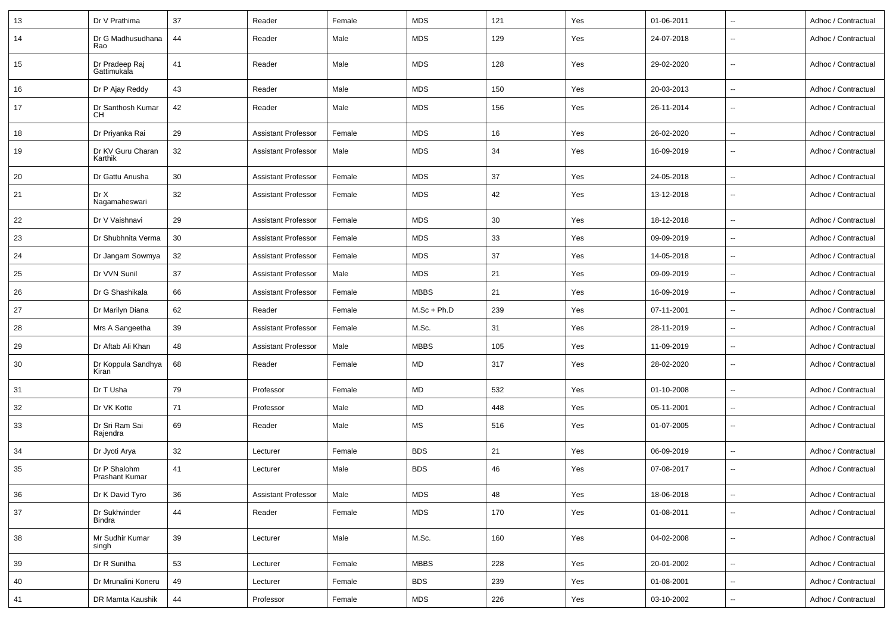| 13 | Dr V Prathima | 37 | Reader | Female | MDS | 121 | Yes | 01-06-2011 | -- | Adhoc / Contractual |
|---|---|---|---|---|---|---|---|---|---|---|
| 14 | Dr G Madhusudhana Rao | 44 | Reader | Male | MDS | 129 | Yes | 24-07-2018 | -- | Adhoc / Contractual |
| 15 | Dr Pradeep Raj Gattimukala | 41 | Reader | Male | MDS | 128 | Yes | 29-02-2020 | -- | Adhoc / Contractual |
| 16 | Dr P Ajay Reddy | 43 | Reader | Male | MDS | 150 | Yes | 20-03-2013 | -- | Adhoc / Contractual |
| 17 | Dr Santhosh Kumar CH | 42 | Reader | Male | MDS | 156 | Yes | 26-11-2014 | -- | Adhoc / Contractual |
| 18 | Dr Priyanka Rai | 29 | Assistant Professor | Female | MDS | 16 | Yes | 26-02-2020 | -- | Adhoc / Contractual |
| 19 | Dr KV Guru Charan Karthik | 32 | Assistant Professor | Male | MDS | 34 | Yes | 16-09-2019 | -- | Adhoc / Contractual |
| 20 | Dr Gattu Anusha | 30 | Assistant Professor | Female | MDS | 37 | Yes | 24-05-2018 | -- | Adhoc / Contractual |
| 21 | Dr X Nagamaheswari | 32 | Assistant Professor | Female | MDS | 42 | Yes | 13-12-2018 | -- | Adhoc / Contractual |
| 22 | Dr V Vaishnavi | 29 | Assistant Professor | Female | MDS | 30 | Yes | 18-12-2018 | -- | Adhoc / Contractual |
| 23 | Dr Shubhnita Verma | 30 | Assistant Professor | Female | MDS | 33 | Yes | 09-09-2019 | -- | Adhoc / Contractual |
| 24 | Dr Jangam Sowmya | 32 | Assistant Professor | Female | MDS | 37 | Yes | 14-05-2018 | -- | Adhoc / Contractual |
| 25 | Dr VVN Sunil | 37 | Assistant Professor | Male | MDS | 21 | Yes | 09-09-2019 | -- | Adhoc / Contractual |
| 26 | Dr G Shashikala | 66 | Assistant Professor | Female | MBBS | 21 | Yes | 16-09-2019 | -- | Adhoc / Contractual |
| 27 | Dr Marilyn Diana | 62 | Reader | Female | M.Sc + Ph.D | 239 | Yes | 07-11-2001 | -- | Adhoc / Contractual |
| 28 | Mrs A Sangeetha | 39 | Assistant Professor | Female | M.Sc. | 31 | Yes | 28-11-2019 | -- | Adhoc / Contractual |
| 29 | Dr Aftab Ali Khan | 48 | Assistant Professor | Male | MBBS | 105 | Yes | 11-09-2019 | -- | Adhoc / Contractual |
| 30 | Dr Koppula Sandhya Kiran | 68 | Reader | Female | MD | 317 | Yes | 28-02-2020 | -- | Adhoc / Contractual |
| 31 | Dr T Usha | 79 | Professor | Female | MD | 532 | Yes | 01-10-2008 | -- | Adhoc / Contractual |
| 32 | Dr VK Kotte | 71 | Professor | Male | MD | 448 | Yes | 05-11-2001 | -- | Adhoc / Contractual |
| 33 | Dr Sri Ram Sai Rajendra | 69 | Reader | Male | MS | 516 | Yes | 01-07-2005 | -- | Adhoc / Contractual |
| 34 | Dr Jyoti Arya | 32 | Lecturer | Female | BDS | 21 | Yes | 06-09-2019 | -- | Adhoc / Contractual |
| 35 | Dr P Shalohm Prashant Kumar | 41 | Lecturer | Male | BDS | 46 | Yes | 07-08-2017 | -- | Adhoc / Contractual |
| 36 | Dr K David Tyro | 36 | Assistant Professor | Male | MDS | 48 | Yes | 18-06-2018 | -- | Adhoc / Contractual |
| 37 | Dr Sukhvinder Bindra | 44 | Reader | Female | MDS | 170 | Yes | 01-08-2011 | -- | Adhoc / Contractual |
| 38 | Mr Sudhir Kumar singh | 39 | Lecturer | Male | M.Sc. | 160 | Yes | 04-02-2008 | -- | Adhoc / Contractual |
| 39 | Dr R Sunitha | 53 | Lecturer | Female | MBBS | 228 | Yes | 20-01-2002 | -- | Adhoc / Contractual |
| 40 | Dr Mrunalini Koneru | 49 | Lecturer | Female | BDS | 239 | Yes | 01-08-2001 | -- | Adhoc / Contractual |
| 41 | DR Mamta Kaushik | 44 | Professor | Female | MDS | 226 | Yes | 03-10-2002 | -- | Adhoc / Contractual |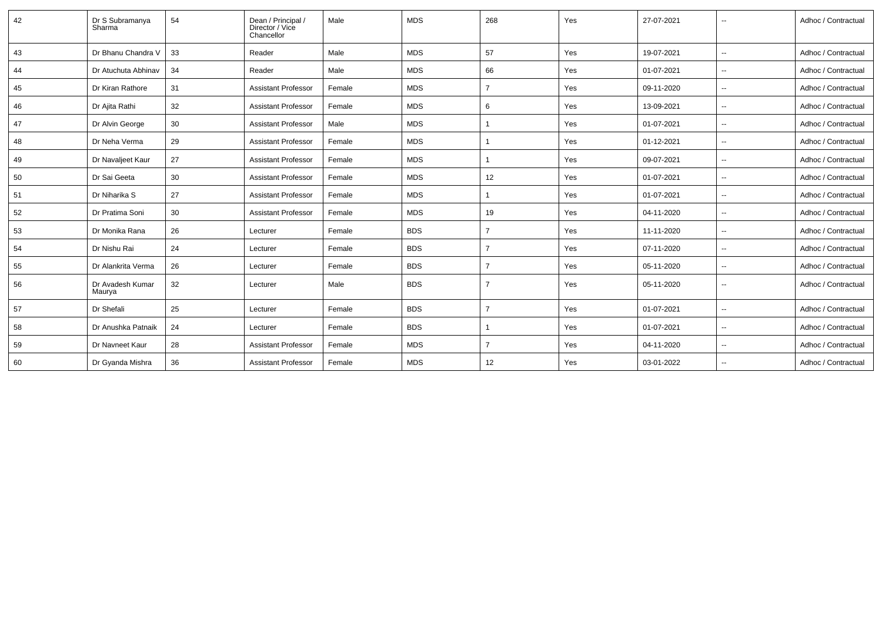| | | | | | | | | | | |
|---|---|---|---|---|---|---|---|---|---|---|
| 42 | Dr S Subramanya Sharma | 54 | Dean / Principal / Director / Vice Chancellor | Male | MDS | 268 | Yes | 27-07-2021 | -- | Adhoc / Contractual |
| 43 | Dr Bhanu Chandra V | 33 | Reader | Male | MDS | 57 | Yes | 19-07-2021 | -- | Adhoc / Contractual |
| 44 | Dr Atuchuta Abhinav | 34 | Reader | Male | MDS | 66 | Yes | 01-07-2021 | -- | Adhoc / Contractual |
| 45 | Dr Kiran Rathore | 31 | Assistant Professor | Female | MDS | 7 | Yes | 09-11-2020 | -- | Adhoc / Contractual |
| 46 | Dr Ajita Rathi | 32 | Assistant Professor | Female | MDS | 6 | Yes | 13-09-2021 | -- | Adhoc / Contractual |
| 47 | Dr Alvin George | 30 | Assistant Professor | Male | MDS | 1 | Yes | 01-07-2021 | -- | Adhoc / Contractual |
| 48 | Dr Neha Verma | 29 | Assistant Professor | Female | MDS | 1 | Yes | 01-12-2021 | -- | Adhoc / Contractual |
| 49 | Dr Navaljeet Kaur | 27 | Assistant Professor | Female | MDS | 1 | Yes | 09-07-2021 | -- | Adhoc / Contractual |
| 50 | Dr Sai Geeta | 30 | Assistant Professor | Female | MDS | 12 | Yes | 01-07-2021 | -- | Adhoc / Contractual |
| 51 | Dr Niharika S | 27 | Assistant Professor | Female | MDS | 1 | Yes | 01-07-2021 | -- | Adhoc / Contractual |
| 52 | Dr Pratima Soni | 30 | Assistant Professor | Female | MDS | 19 | Yes | 04-11-2020 | -- | Adhoc / Contractual |
| 53 | Dr Monika Rana | 26 | Lecturer | Female | BDS | 7 | Yes | 11-11-2020 | -- | Adhoc / Contractual |
| 54 | Dr Nishu Rai | 24 | Lecturer | Female | BDS | 7 | Yes | 07-11-2020 | -- | Adhoc / Contractual |
| 55 | Dr Alankrita Verma | 26 | Lecturer | Female | BDS | 7 | Yes | 05-11-2020 | -- | Adhoc / Contractual |
| 56 | Dr Avadesh Kumar Maurya | 32 | Lecturer | Male | BDS | 7 | Yes | 05-11-2020 | -- | Adhoc / Contractual |
| 57 | Dr Shefali | 25 | Lecturer | Female | BDS | 7 | Yes | 01-07-2021 | -- | Adhoc / Contractual |
| 58 | Dr Anushka Patnaik | 24 | Lecturer | Female | BDS | 1 | Yes | 01-07-2021 | -- | Adhoc / Contractual |
| 59 | Dr Navneet Kaur | 28 | Assistant Professor | Female | MDS | 7 | Yes | 04-11-2020 | -- | Adhoc / Contractual |
| 60 | Dr Gyanda Mishra | 36 | Assistant Professor | Female | MDS | 12 | Yes | 03-01-2022 | -- | Adhoc / Contractual |